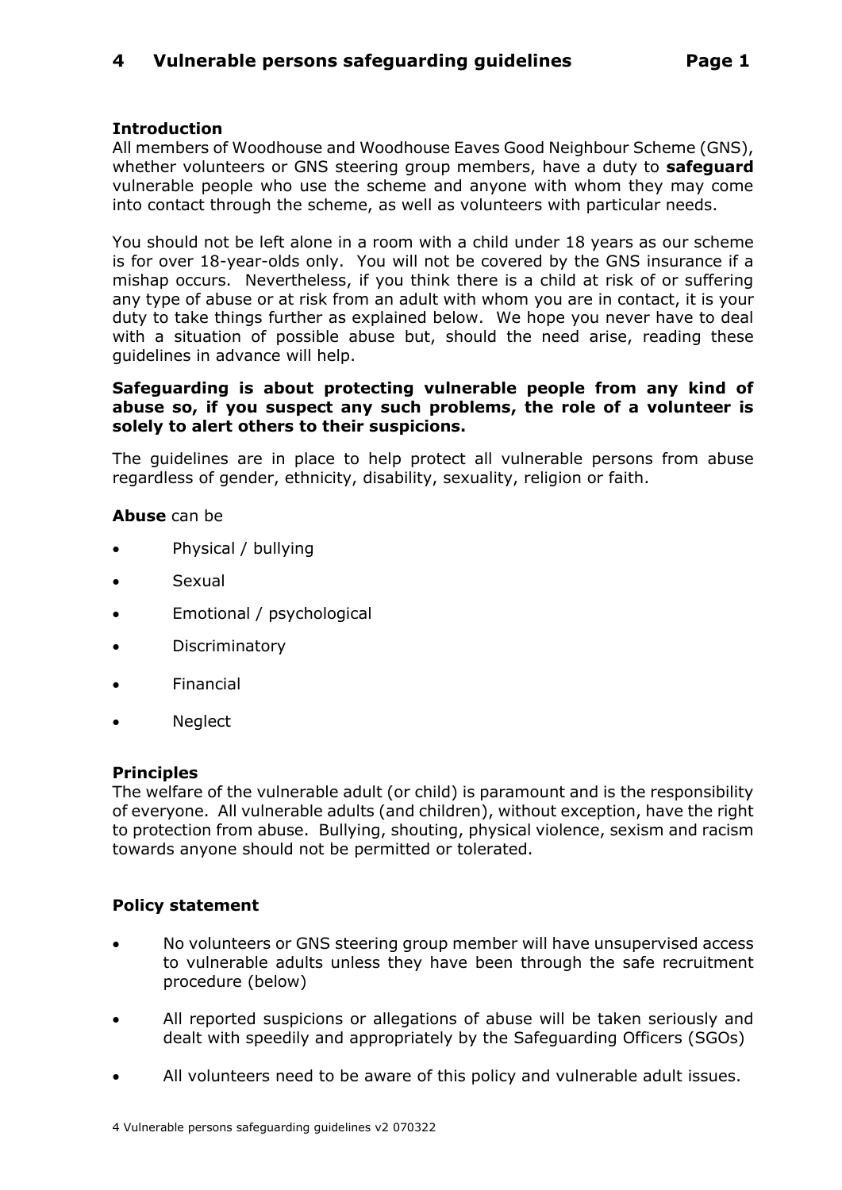# 4 Vulnerable persons safeguarding guidelines

### Introduction

All members of Woodhouse and Woodhouse Eaves Good Neighbour Scheme (GNS), whether volunteers or GNS steering group members, have a duty to **safeguard** vulnerable people who use the scheme and anyone with whom they may come into contact through the scheme, as well as volunteers with particular needs.

You should not be left alone in a room with a child under 18 years as our scheme is for over 18-year-olds only. You will not be covered by the GNS insurance if a mishap occurs. Nevertheless, if you think there is a child at risk of or suffering any type of abuse or at risk from an adult with whom you are in contact, it is your duty to take things further as explained below. We hope you never have to deal with a situation of possible abuse but, should the need arise, reading these guidelines in advance will help.

**Safeguarding is about protecting vulnerable people from any kind of abuse so, if you suspect any such problems, the role of a volunteer is solely to alert others to their suspicions.**

The guidelines are in place to help protect all vulnerable persons from abuse regardless of gender, ethnicity, disability, sexuality, religion or faith.

**Abuse** can be

- Physical / bullying
- Sexual
- Emotional / psychological
- Discriminatory
- Financial
- Neglect

### Principles

The welfare of the vulnerable adult (or child) is paramount and is the responsibility of everyone. All vulnerable adults (and children), without exception, have the right to protection from abuse. Bullying, shouting, physical violence, sexism and racism towards anyone should not be permitted or tolerated.

### Policy statement

- No volunteers or GNS steering group member will have unsupervised access to vulnerable adults unless they have been through the safe recruitment procedure (below)
- All reported suspicions or allegations of abuse will be taken seriously and dealt with speedily and appropriately by the Safeguarding Officers (SGOs)
- All volunteers need to be aware of this policy and vulnerable adult issues.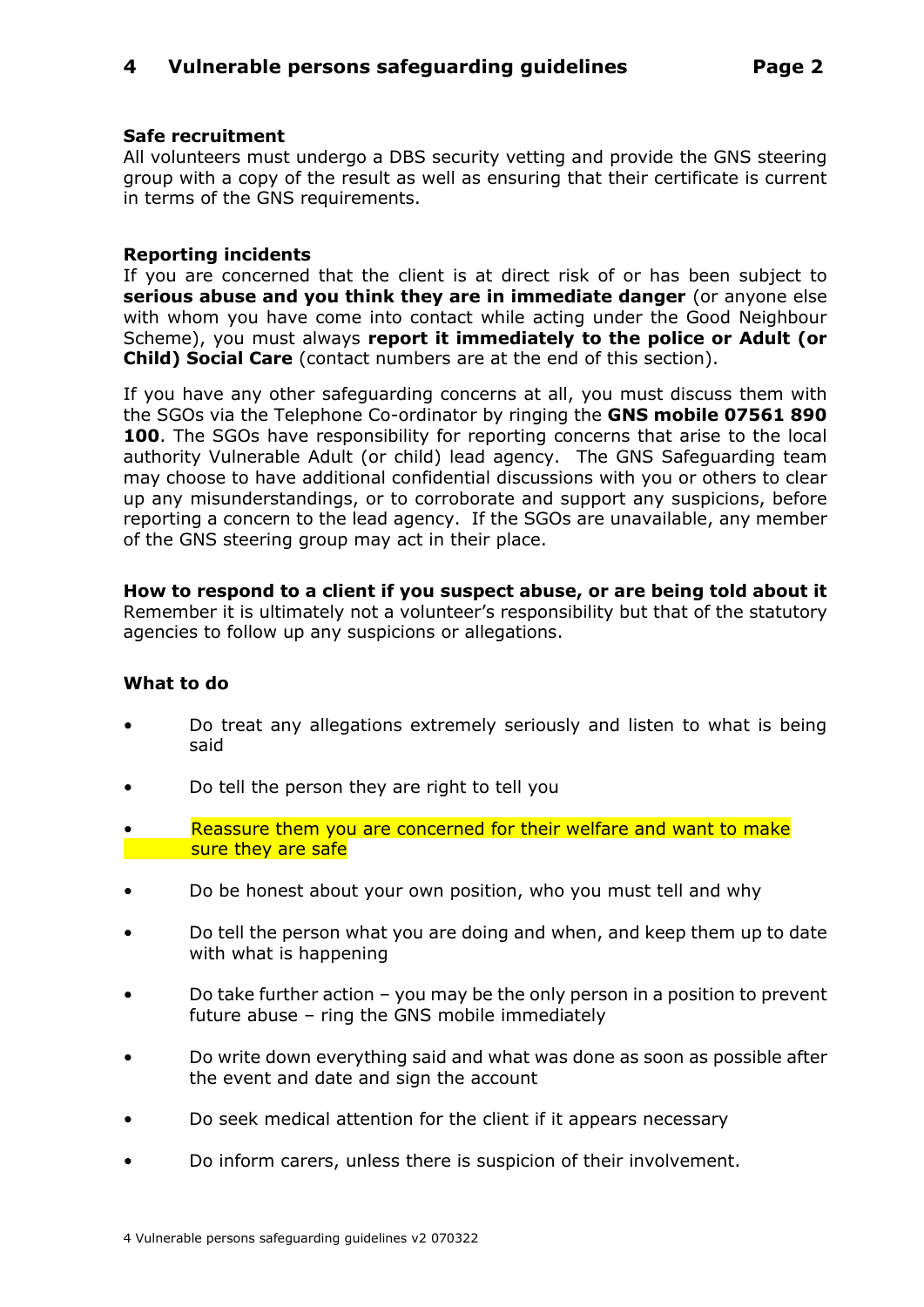### Safe recruitment

All volunteers must undergo a DBS security vetting and provide the GNS steering group with a copy of the result as well as ensuring that their certificate is current in terms of the GNS requirements.

### Reporting incidents

If you are concerned that the client is at direct risk of or has been subject to **serious abuse and you think they are in immediate danger** (or anyone else with whom you have come into contact while acting under the Good Neighbour Scheme), you must always **report it immediately to the police or Adult (or Child) Social Care** (contact numbers are at the end of this section).

If you have any other safeguarding concerns at all, you must discuss them with the SGOs via the Telephone Co-ordinator by ringing the **GNS mobile 07561 890 100**. The SGOs have responsibility for reporting concerns that arise to the local authority Vulnerable Adult (or child) lead agency. The GNS Safeguarding team may choose to have additional confidential discussions with you or others to clear up any misunderstandings, or to corroborate and support any suspicions, before reporting a concern to the lead agency. If the SGOs are unavailable, any member of the GNS steering group may act in their place.

### How to respond to a client if you suspect abuse, or are being told about it

Remember it is ultimately not a volunteer's responsibility but that of the statutory agencies to follow up any suspicions or allegations.

### What to do

- Do treat any allegations extremely seriously and listen to what is being said
- Do tell the person they are right to tell you
- Reassure them you are concerned for their welfare and want to make sure they are safe
- Do be honest about your own position, who you must tell and why
- Do tell the person what you are doing and when, and keep them up to date with what is happening
- Do take further action – you may be the only person in a position to prevent future abuse – ring the GNS mobile immediately
- Do write down everything said and what was done as soon as possible after the event and date and sign the account
- Do seek medical attention for the client if it appears necessary
- Do inform carers, unless there is suspicion of their involvement.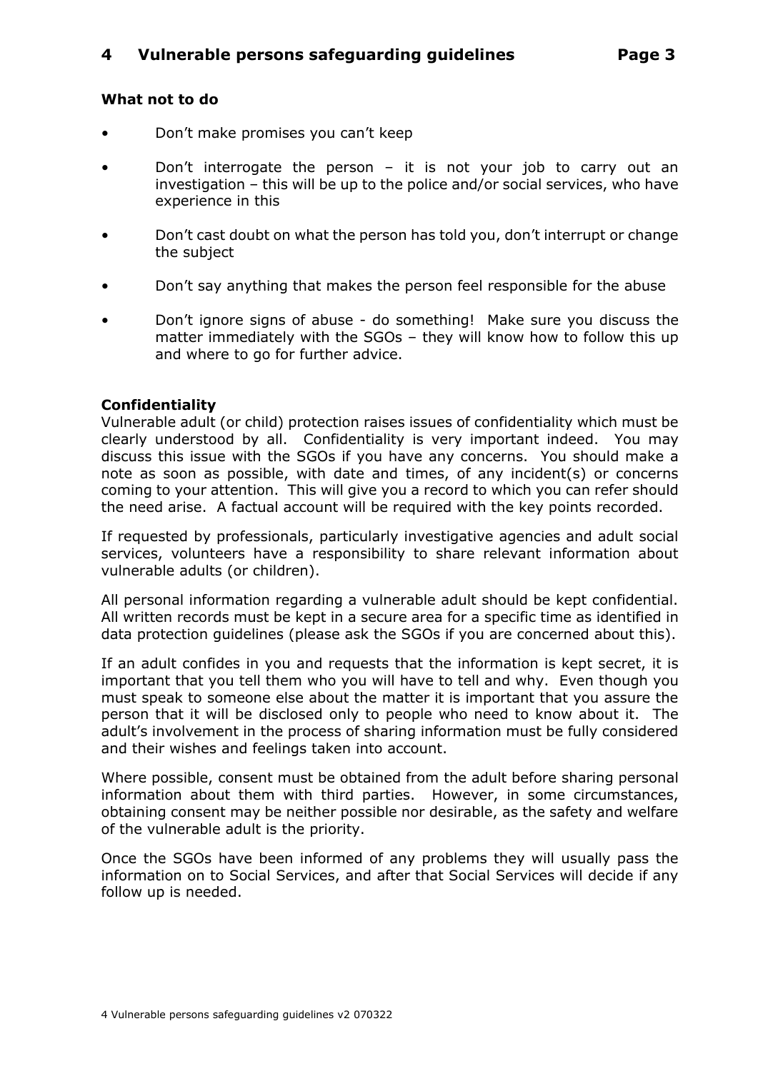### What not to do

- Don't make promises you can't keep
- Don't interrogate the person – it is not your job to carry out an investigation – this will be up to the police and/or social services, who have experience in this
- Don't cast doubt on what the person has told you, don't interrupt or change the subject
- Don't say anything that makes the person feel responsible for the abuse
- Don't ignore signs of abuse - do something! Make sure you discuss the matter immediately with the SGOs – they will know how to follow this up and where to go for further advice.

### Confidentiality

Vulnerable adult (or child) protection raises issues of confidentiality which must be clearly understood by all. Confidentiality is very important indeed. You may discuss this issue with the SGOs if you have any concerns. You should make a note as soon as possible, with date and times, of any incident(s) or concerns coming to your attention. This will give you a record to which you can refer should the need arise. A factual account will be required with the key points recorded.

If requested by professionals, particularly investigative agencies and adult social services, volunteers have a responsibility to share relevant information about vulnerable adults (or children).

All personal information regarding a vulnerable adult should be kept confidential. All written records must be kept in a secure area for a specific time as identified in data protection guidelines (please ask the SGOs if you are concerned about this).

If an adult confides in you and requests that the information is kept secret, it is important that you tell them who you will have to tell and why. Even though you must speak to someone else about the matter it is important that you assure the person that it will be disclosed only to people who need to know about it. The adult's involvement in the process of sharing information must be fully considered and their wishes and feelings taken into account.

Where possible, consent must be obtained from the adult before sharing personal information about them with third parties. However, in some circumstances, obtaining consent may be neither possible nor desirable, as the safety and welfare of the vulnerable adult is the priority.

Once the SGOs have been informed of any problems they will usually pass the information on to Social Services, and after that Social Services will decide if any follow up is needed.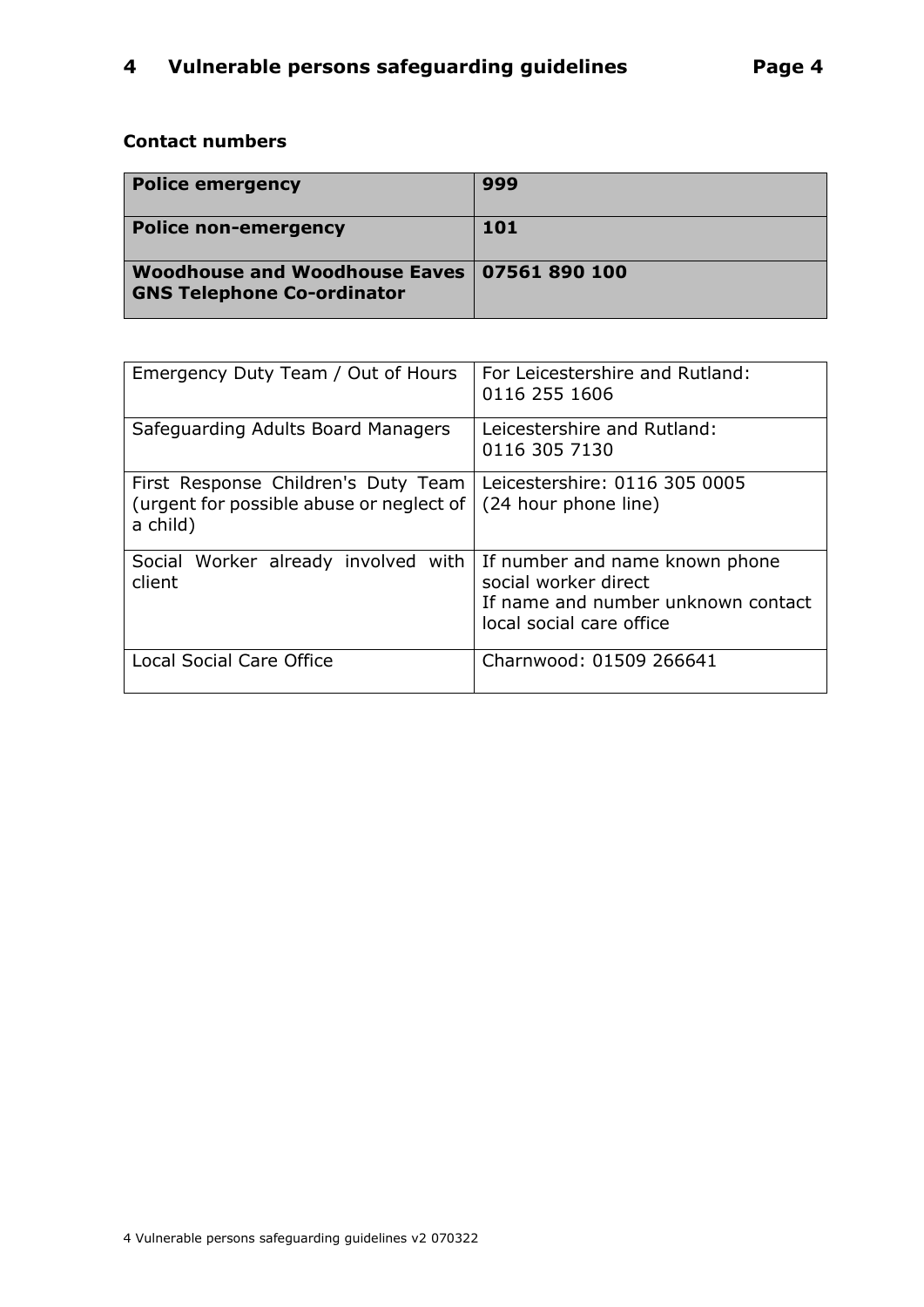# 4 Vulnerable persons safeguarding guidelines

### Contact numbers

| | |
|---|---|
| **Police emergency** | **999** |
| **Police non-emergency** | **101** |
| **Woodhouse and Woodhouse Eaves GNS Telephone Co-ordinator** | **07561 890 100** |

| | |
|---|---|
| Emergency Duty Team / Out of Hours | For Leicestershire and Rutland: 0116 255 1606 |
| Safeguarding Adults Board Managers | Leicestershire and Rutland: 0116 305 7130 |
| First Response Children's Duty Team (urgent for possible abuse or neglect of a child) | Leicestershire: 0116 305 0005 (24 hour phone line) |
| Social Worker already involved with client | If number and name known phone social worker direct<br>If name and number unknown contact local social care office |
| Local Social Care Office | Charnwood: 01509 266641 |